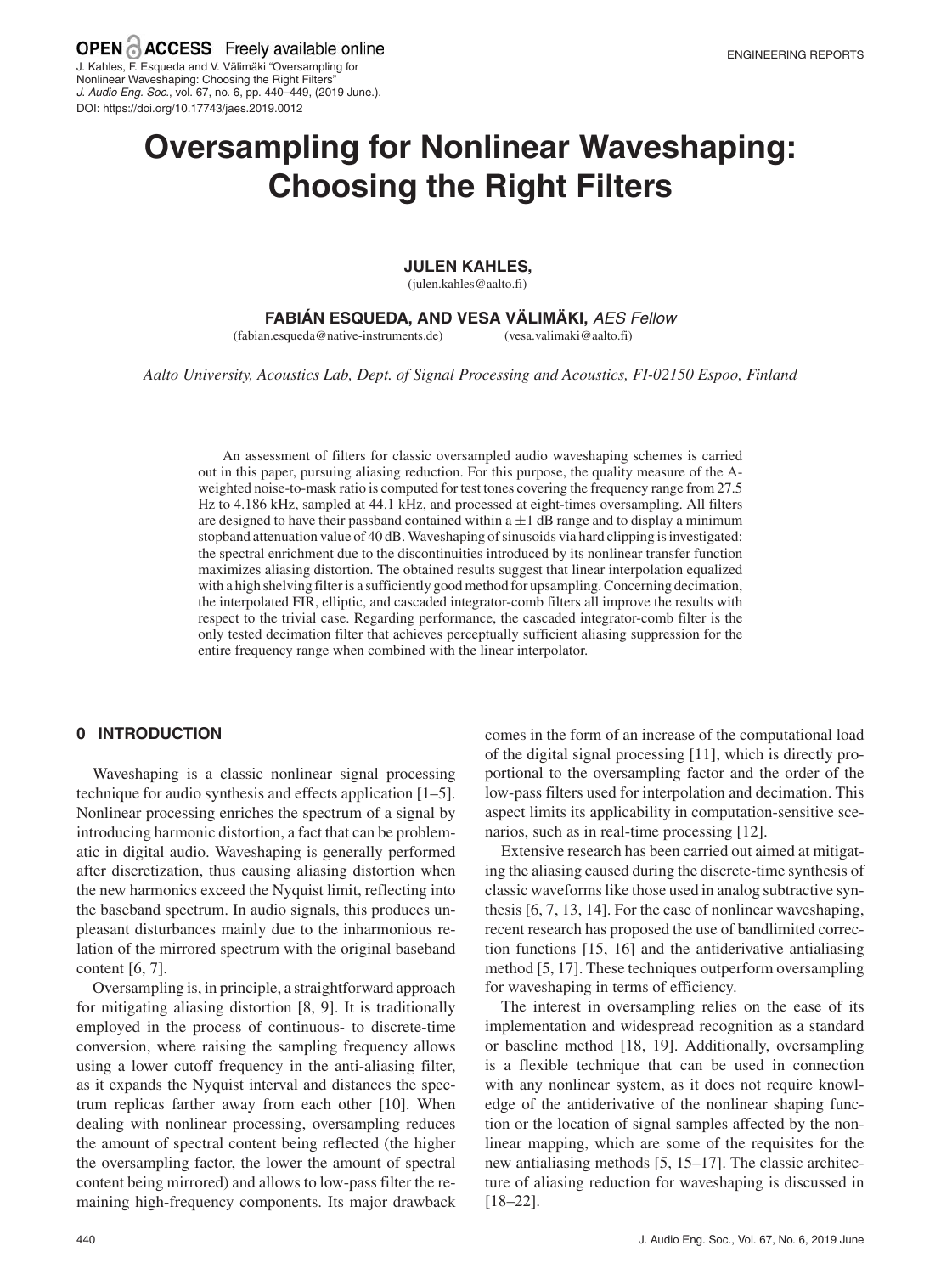# Oversampling for Nonlinear Waveshaping: Choosing the Right Filters

**JULEN KAHLES,**
(julen.kahles@aalto.fi)

**FABIÁN ESQUEDA, AND VESA VÄLIMÄKI,** *AES Fellow*
(fabian.esqueda@native-instruments.de) (vesa.valimaki@aalto.fi)

*Aalto University, Acoustics Lab, Dept. of Signal Processing and Acoustics, FI-02150 Espoo, Finland*

An assessment of filters for classic oversampled audio waveshaping schemes is carried out in this paper, pursuing aliasing reduction. For this purpose, the quality measure of the A-weighted noise-to-mask ratio is computed for test tones covering the frequency range from 27.5 Hz to 4.186 kHz, sampled at 44.1 kHz, and processed at eight-times oversampling. All filters are designed to have their passband contained within a $\pm 1$ dB range and to display a minimum stopband attenuation value of 40 dB. Waveshaping of sinusoids via hard clipping is investigated: the spectral enrichment due to the discontinuities introduced by its nonlinear transfer function maximizes aliasing distortion. The obtained results suggest that linear interpolation equalized with a high shelving filter is a sufficiently good method for upsampling. Concerning decimation, the interpolated FIR, elliptic, and cascaded integrator-comb filters all improve the results with respect to the trivial case. Regarding performance, the cascaded integrator-comb filter is the only tested decimation filter that achieves perceptually sufficient aliasing suppression for the entire frequency range when combined with the linear interpolator.

## 0 INTRODUCTION

Waveshaping is a classic nonlinear signal processing technique for audio synthesis and effects application [1–5]. Nonlinear processing enriches the spectrum of a signal by introducing harmonic distortion, a fact that can be problematic in digital audio. Waveshaping is generally performed after discretization, thus causing aliasing distortion when the new harmonics exceed the Nyquist limit, reflecting into the baseband spectrum. In audio signals, this produces unpleasant disturbances mainly due to the inharmonious relation of the mirrored spectrum with the original baseband content [6, 7].

Oversampling is, in principle, a straightforward approach for mitigating aliasing distortion [8, 9]. It is traditionally employed in the process of continuous- to discrete-time conversion, where raising the sampling frequency allows using a lower cutoff frequency in the anti-aliasing filter, as it expands the Nyquist interval and distances the spectrum replicas farther away from each other [10]. When dealing with nonlinear processing, oversampling reduces the amount of spectral content being reflected (the higher the oversampling factor, the lower the amount of spectral content being mirrored) and allows to low-pass filter the remaining high-frequency components. Its major drawback comes in the form of an increase of the computational load of the digital signal processing [11], which is directly proportional to the oversampling factor and the order of the low-pass filters used for interpolation and decimation. This aspect limits its applicability in computation-sensitive scenarios, such as in real-time processing [12].

Extensive research has been carried out aimed at mitigating the aliasing caused during the discrete-time synthesis of classic waveforms like those used in analog subtractive synthesis [6, 7, 13, 14]. For the case of nonlinear waveshaping, recent research has proposed the use of bandlimited correction functions [15, 16] and the antiderivative antialiasing method [5, 17]. These techniques outperform oversampling for waveshaping in terms of efficiency.

The interest in oversampling relies on the ease of its implementation and widespread recognition as a standard or baseline method [18, 19]. Additionally, oversampling is a flexible technique that can be used in connection with any nonlinear system, as it does not require knowledge of the antiderivative of the nonlinear shaping function or the location of signal samples affected by the nonlinear mapping, which are some of the requisites for the new antialiasing methods [5, 15–17]. The classic architecture of aliasing reduction for waveshaping is discussed in [18–22].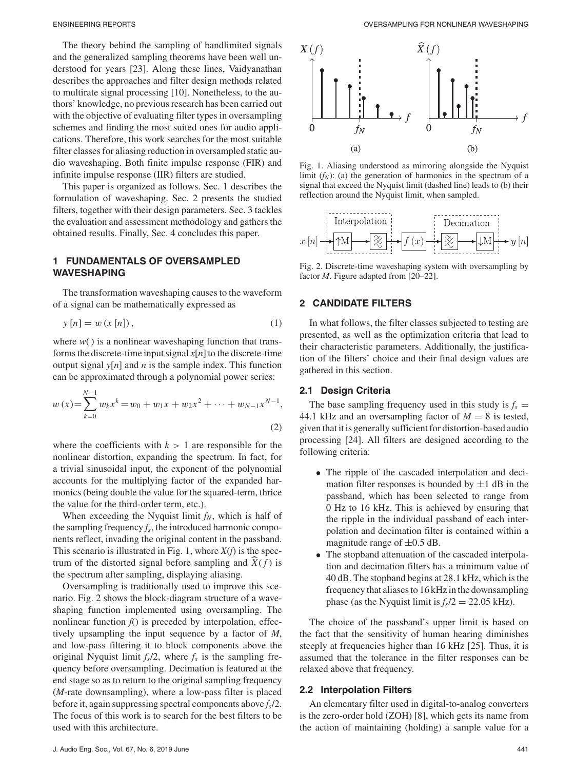The theory behind the sampling of bandlimited signals and the generalized sampling theorems have been well understood for years [23]. Along these lines, Vaidyanathan describes the approaches and filter design methods related to multirate signal processing [10]. Nonetheless, to the authors' knowledge, no previous research has been carried out with the objective of evaluating filter types in oversampling schemes and finding the most suited ones for audio applications. Therefore, this work searches for the most suitable filter classes for aliasing reduction in oversampled static audio waveshaping. Both finite impulse response (FIR) and infinite impulse response (IIR) filters are studied.

This paper is organized as follows. Sec. 1 describes the formulation of waveshaping. Sec. 2 presents the studied filters, together with their design parameters. Sec. 3 tackles the evaluation and assessment methodology and gathers the obtained results. Finally, Sec. 4 concludes this paper.

## 1 FUNDAMENTALS OF OVERSAMPLED WAVESHAPING

The transformation waveshaping causes to the waveform of a signal can be mathematically expressed as

$$y[n] = w(x[n]), \tag{1}$$

where $w()$ is a nonlinear waveshaping function that transforms the discrete-time input signal $x[n]$ to the discrete-time output signal $y[n]$ and $n$ is the sample index. This function can be approximated through a polynomial power series:

$$w(x) = \sum_{k=0}^{N-1} w_k x^k = w_0 + w_1 x + w_2 x^2 + \cdots + w_{N-1} x^{N-1}, \tag{2}$$

where the coefficients with $k > 1$ are responsible for the nonlinear distortion, expanding the spectrum. In fact, for a trivial sinusoidal input, the exponent of the polynomial accounts for the multiplying factor of the expanded harmonics (being double the value for the squared-term, thrice the value for the third-order term, etc.).

When exceeding the Nyquist limit $f_N$, which is half of the sampling frequency $f_s$, the introduced harmonic components reflect, invading the original content in the passband. This scenario is illustrated in Fig. 1, where $X(f)$ is the spectrum of the distorted signal before sampling and $\widehat{X}(f)$ is the spectrum after sampling, displaying aliasing.

Oversampling is traditionally used to improve this scenario. Fig. 2 shows the block-diagram structure of a waveshaping function implemented using oversampling. The nonlinear function $f()$ is preceded by interpolation, effectively upsampling the input sequence by a factor of $M$, and low-pass filtering it to block components above the original Nyquist limit $f_s/2$, where $f_s$ is the sampling frequency before oversampling. Decimation is featured at the end stage so as to return to the original sampling frequency ($M$-rate downsampling), where a low-pass filter is placed before it, again suppressing spectral components above $f_s/2$. The focus of this work is to search for the best filters to be used with this architecture.

Fig. 1. Aliasing understood as mirroring alongside the Nyquist limit ($f_N$): (a) the generation of harmonics in the spectrum of a signal that exceed the Nyquist limit (dashed line) leads to (b) their reflection around the Nyquist limit, when sampled.

Fig. 2. Discrete-time waveshaping system with oversampling by factor $M$. Figure adapted from [20–22].

## 2 CANDIDATE FILTERS

In what follows, the filter classes subjected to testing are presented, as well as the optimization criteria that lead to their characteristic parameters. Additionally, the justification of the filters' choice and their final design values are gathered in this section.

### 2.1 Design Criteria

The base sampling frequency used in this study is $f_s$ = 44.1 kHz and an oversampling factor of $M = 8$ is tested, given that it is generally sufficient for distortion-based audio processing [24]. All filters are designed according to the following criteria:

- The ripple of the cascaded interpolation and decimation filter responses is bounded by ±1 dB in the passband, which has been selected to range from 0 Hz to 16 kHz. This is achieved by ensuring that the ripple in the individual passband of each interpolation and decimation filter is contained within a magnitude range of ±0.5 dB.
- The stopband attenuation of the cascaded interpolation and decimation filters has a minimum value of 40 dB. The stopband begins at 28.1 kHz, which is the frequency that aliases to 16 kHz in the downsampling phase (as the Nyquist limit is $f_s/2$ = 22.05 kHz).

The choice of the passband's upper limit is based on the fact that the sensitivity of human hearing diminishes steeply at frequencies higher than 16 kHz [25]. Thus, it is assumed that the tolerance in the filter responses can be relaxed above that frequency.

### 2.2 Interpolation Filters

An elementary filter used in digital-to-analog converters is the zero-order hold (ZOH) [8], which gets its name from the action of maintaining (holding) a sample value for a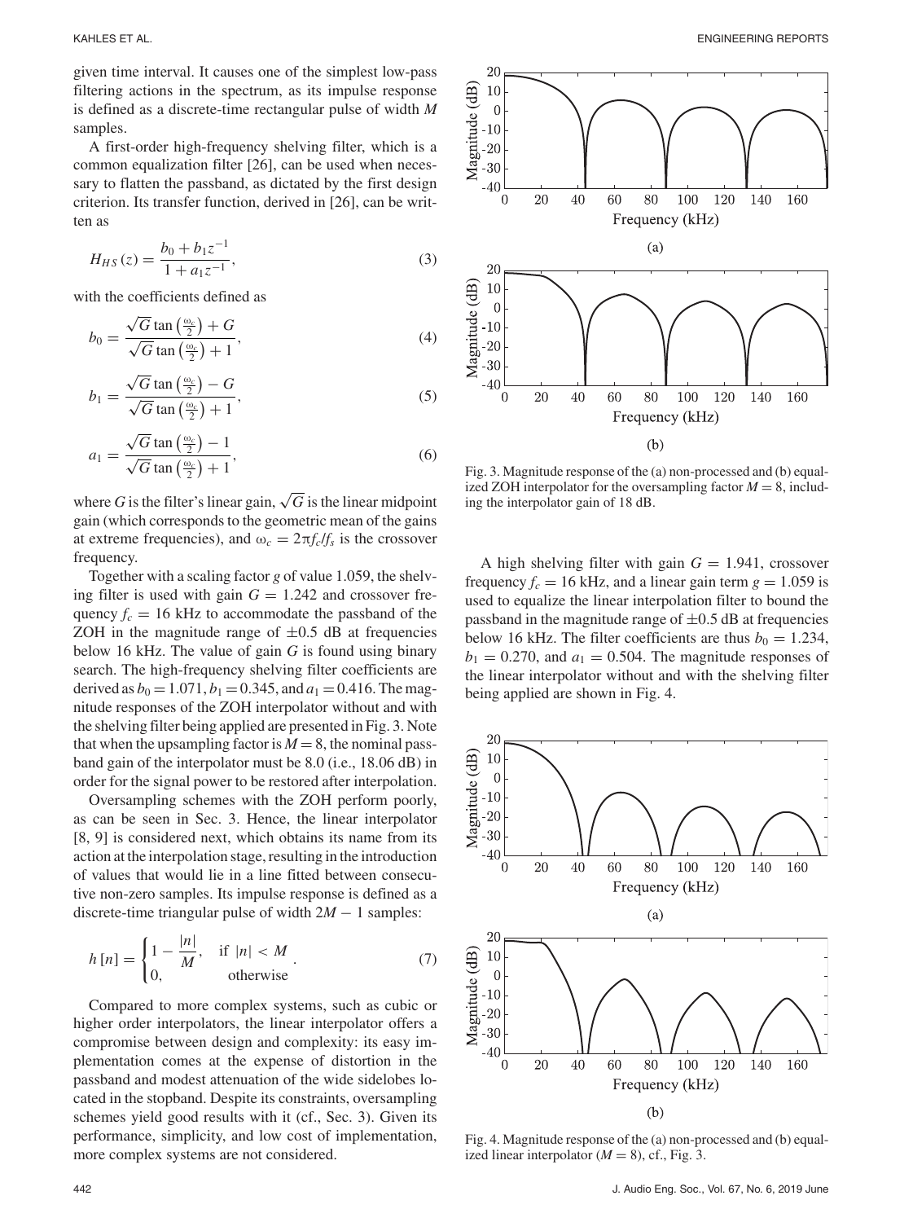given time interval. It causes one of the simplest low-pass filtering actions in the spectrum, as its impulse response is defined as a discrete-time rectangular pulse of width $M$ samples.

A first-order high-frequency shelving filter, which is a common equalization filter [26], can be used when necessary to flatten the passband, as dictated by the first design criterion. Its transfer function, derived in [26], can be written as

$$H_{HS}(z) = \frac{b_0 + b_1 z^{-1}}{1 + a_1 z^{-1}}, \tag{3}$$

with the coefficients defined as

$$b_0 = \frac{\sqrt{G}\tan\left(\frac{\omega_c}{2}\right) + G}{\sqrt{G}\tan\left(\frac{\omega_c}{2}\right) + 1}, \tag{4}$$

$$b_1 = \frac{\sqrt{G}\tan\left(\frac{\omega_c}{2}\right) - G}{\sqrt{G}\tan\left(\frac{\omega_c}{2}\right) + 1}, \tag{5}$$

$$a_1 = \frac{\sqrt{G}\tan\left(\frac{\omega_c}{2}\right) - 1}{\sqrt{G}\tan\left(\frac{\omega_c}{2}\right) + 1}, \tag{6}$$

where $G$ is the filter's linear gain, $\sqrt{G}$ is the linear midpoint gain (which corresponds to the geometric mean of the gains at extreme frequencies), and $\omega_c = 2\pi f_c/f_s$ is the crossover frequency.

Together with a scaling factor $g$ of value 1.059, the shelving filter is used with gain $G = 1.242$ and crossover frequency $f_c = 16$ kHz to accommodate the passband of the ZOH in the magnitude range of $\pm 0.5$ dB at frequencies below 16 kHz. The value of gain $G$ is found using binary search. The high-frequency shelving filter coefficients are derived as $b_0 = 1.071$, $b_1 = 0.345$, and $a_1 = 0.416$. The magnitude responses of the ZOH interpolator without and with the shelving filter being applied are presented in Fig. 3. Note that when the upsampling factor is $M = 8$, the nominal passband gain of the interpolator must be 8.0 (i.e., 18.06 dB) in order for the signal power to be restored after interpolation.

Oversampling schemes with the ZOH perform poorly, as can be seen in Sec. 3. Hence, the linear interpolator [8, 9] is considered next, which obtains its name from its action at the interpolation stage, resulting in the introduction of values that would lie in a line fitted between consecutive non-zero samples. Its impulse response is defined as a discrete-time triangular pulse of width $2M - 1$ samples:

$$h[n] = \begin{cases} 1 - \frac{|n|}{M}, & \text{if } |n| < M \\ 0, & \text{otherwise} \end{cases}. \tag{7}$$

Compared to more complex systems, such as cubic or higher order interpolators, the linear interpolator offers a compromise between design and complexity: its easy implementation comes at the expense of distortion in the passband and modest attenuation of the wide sidelobes located in the stopband. Despite its constraints, oversampling schemes yield good results with it (cf., Sec. 3). Given its performance, simplicity, and low cost of implementation, more complex systems are not considered.

Fig. 3. Magnitude response of the (a) non-processed and (b) equalized ZOH interpolator for the oversampling factor $M = 8$, including the interpolator gain of 18 dB.

A high shelving filter with gain $G = 1.941$, crossover frequency $f_c = 16$ kHz, and a linear gain term $g = 1.059$ is used to equalize the linear interpolation filter to bound the passband in the magnitude range of $\pm 0.5$ dB at frequencies below 16 kHz. The filter coefficients are thus $b_0 = 1.234$, $b_1 = 0.270$, and $a_1 = 0.504$. The magnitude responses of the linear interpolator without and with the shelving filter being applied are shown in Fig. 4.

Fig. 4. Magnitude response of the (a) non-processed and (b) equalized linear interpolator ($M = 8$), cf., Fig. 3.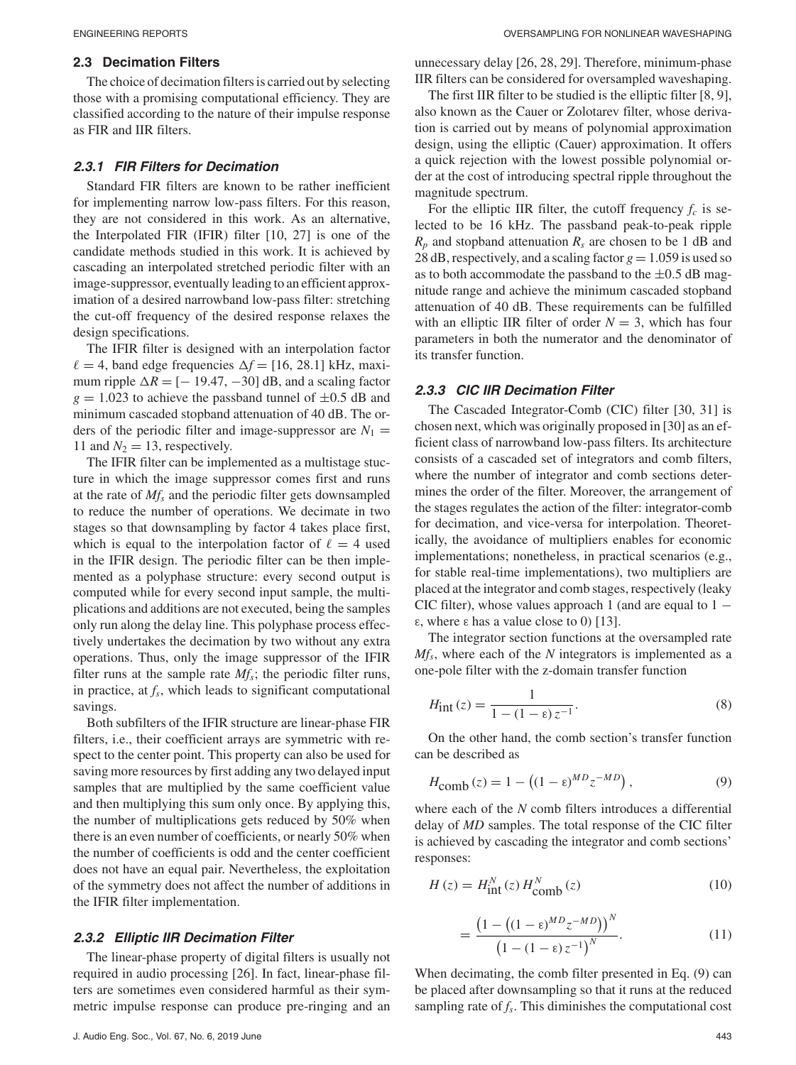### 2.3 Decimation Filters

The choice of decimation filters is carried out by selecting those with a promising computational efficiency. They are classified according to the nature of their impulse response as FIR and IIR filters.

#### 2.3.1 FIR Filters for Decimation

Standard FIR filters are known to be rather inefficient for implementing narrow low-pass filters. For this reason, they are not considered in this work. As an alternative, the Interpolated FIR (IFIR) filter [10, 27] is one of the candidate methods studied in this work. It is achieved by cascading an interpolated stretched periodic filter with an image-suppressor, eventually leading to an efficient approximation of a desired narrowband low-pass filter: stretching the cut-off frequency of the desired response relaxes the design specifications.

The IFIR filter is designed with an interpolation factor $\ell = 4$, band edge frequencies $\Delta f = [16, 28.1]$ kHz, maximum ripple $\Delta R = [-19.47, -30]$ dB, and a scaling factor $g = 1.023$ to achieve the passband tunnel of $\pm 0.5$ dB and minimum cascaded stopband attenuation of 40 dB. The orders of the periodic filter and image-suppressor are $N_1 = 11$ and $N_2 = 13$, respectively.

The IFIR filter can be implemented as a multistage stucture in which the image suppressor comes first and runs at the rate of $Mf_s$ and the periodic filter gets downsampled to reduce the number of operations. We decimate in two stages so that downsampling by factor 4 takes place first, which is equal to the interpolation factor of $\ell = 4$ used in the IFIR design. The periodic filter can be then implemented as a polyphase structure: every second output is computed while for every second input sample, the multiplications and additions are not executed, being the samples only run along the delay line. This polyphase process effectively undertakes the decimation by two without any extra operations. Thus, only the image suppressor of the IFIR filter runs at the sample rate $Mf_s$; the periodic filter runs, in practice, at $f_s$, which leads to significant computational savings.

Both subfilters of the IFIR structure are linear-phase FIR filters, i.e., their coefficient arrays are symmetric with respect to the center point. This property can also be used for saving more resources by first adding any two delayed input samples that are multiplied by the same coefficient value and then multiplying this sum only once. By applying this, the number of multiplications gets reduced by 50% when there is an even number of coefficients, or nearly 50% when the number of coefficients is odd and the center coefficient does not have an equal pair. Nevertheless, the exploitation of the symmetry does not affect the number of additions in the IFIR filter implementation.

#### 2.3.2 Elliptic IIR Decimation Filter

The linear-phase property of digital filters is usually not required in audio processing [26]. In fact, linear-phase filters are sometimes even considered harmful as their symmetric impulse response can produce pre-ringing and an unnecessary delay [26, 28, 29]. Therefore, minimum-phase IIR filters can be considered for oversampled waveshaping.

The first IIR filter to be studied is the elliptic filter [8, 9], also known as the Cauer or Zolotarev filter, whose derivation is carried out by means of polynomial approximation design, using the elliptic (Cauer) approximation. It offers a quick rejection with the lowest possible polynomial order at the cost of introducing spectral ripple throughout the magnitude spectrum.

For the elliptic IIR filter, the cutoff frequency $f_c$ is selected to be 16 kHz. The passband peak-to-peak ripple $R_p$ and stopband attenuation $R_s$ are chosen to be 1 dB and 28 dB, respectively, and a scaling factor $g = 1.059$ is used so as to both accommodate the passband to the $\pm 0.5$ dB magnitude range and achieve the minimum cascaded stopband attenuation of 40 dB. These requirements can be fulfilled with an elliptic IIR filter of order $N = 3$, which has four parameters in both the numerator and the denominator of its transfer function.

#### 2.3.3 CIC IIR Decimation Filter

The Cascaded Integrator-Comb (CIC) filter [30, 31] is chosen next, which was originally proposed in [30] as an efficient class of narrowband low-pass filters. Its architecture consists of a cascaded set of integrators and comb filters, where the number of integrator and comb sections determines the order of the filter. Moreover, the arrangement of the stages regulates the action of the filter: integrator-comb for decimation, and vice-versa for interpolation. Theoretically, the avoidance of multipliers enables for economic implementations; nonetheless, in practical scenarios (e.g., for stable real-time implementations), two multipliers are placed at the integrator and comb stages, respectively (leaky CIC filter), whose values approach 1 (and are equal to $1 - \varepsilon$, where $\varepsilon$ has a value close to 0) [13].

The integrator section functions at the oversampled rate $Mf_s$, where each of the $N$ integrators is implemented as a one-pole filter with the z-domain transfer function

$$H_{\text{int}}(z) = \frac{1}{1 - (1 - \varepsilon) z^{-1}}. \tag{8}$$

On the other hand, the comb section's transfer function can be described as

$$H_{\text{comb}}(z) = 1 - \left((1 - \varepsilon)^{MD} z^{-MD}\right), \tag{9}$$

where each of the $N$ comb filters introduces a differential delay of $MD$ samples. The total response of the CIC filter is achieved by cascading the integrator and comb sections' responses:

$$H(z) = H_{\text{int}}^{N}(z) \, H_{\text{comb}}^{N}(z) \tag{10}$$

$$= \frac{\left(1 - \left((1 - \varepsilon)^{MD} z^{-MD}\right)\right)^{N}}{\left(1 - (1 - \varepsilon) z^{-1}\right)^{N}}. \tag{11}$$

When decimating, the comb filter presented in Eq. (9) can be placed after downsampling so that it runs at the reduced sampling rate of $f_s$. This diminishes the computational cost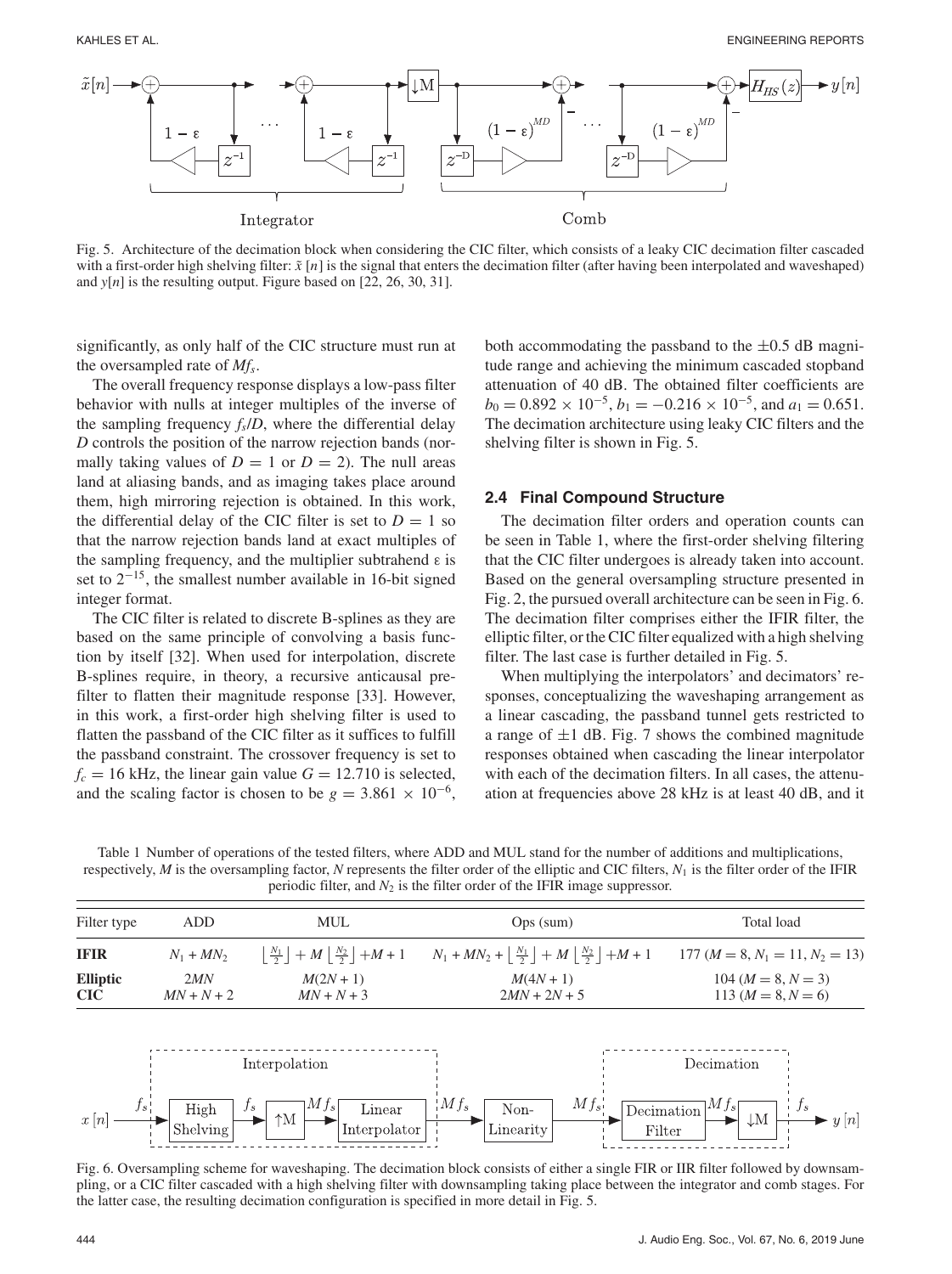Fig. 5. Architecture of the decimation block when considering the CIC filter, which consists of a leaky CIC decimation filter cascaded with a first-order high shelving filter: $\tilde{x}[n]$ is the signal that enters the decimation filter (after having been interpolated and waveshaped) and $y[n]$ is the resulting output. Figure based on [22, 26, 30, 31].

significantly, as only half of the CIC structure must run at the oversampled rate of $Mf_s$.

The overall frequency response displays a low-pass filter behavior with nulls at integer multiples of the inverse of the sampling frequency $f_s/D$, where the differential delay $D$ controls the position of the narrow rejection bands (normally taking values of $D = 1$ or $D = 2$). The null areas land at aliasing bands, and as imaging takes place around them, high mirroring rejection is obtained. In this work, the differential delay of the CIC filter is set to $D = 1$ so that the narrow rejection bands land at exact multiples of the sampling frequency, and the multiplier subtrahend ε is set to $2^{-15}$, the smallest number available in 16-bit signed integer format.

The CIC filter is related to discrete B-splines as they are based on the same principle of convolving a basis function by itself [32]. When used for interpolation, discrete B-splines require, in theory, a recursive anticausal prefilter to flatten their magnitude response [33]. However, in this work, a first-order high shelving filter is used to flatten the passband of the CIC filter as it suffices to fulfill the passband constraint. The crossover frequency is set to $f_c = 16$ kHz, the linear gain value $G = 12.710$ is selected, and the scaling factor is chosen to be $g = 3.861 \times 10^{-6}$, both accommodating the passband to the ±0.5 dB magnitude range and achieving the minimum cascaded stopband attenuation of 40 dB. The obtained filter coefficients are $b_0 = 0.892 \times 10^{-5}$, $b_1 = -0.216 \times 10^{-5}$, and $a_1 = 0.651$. The decimation architecture using leaky CIC filters and the shelving filter is shown in Fig. 5.

### 2.4 Final Compound Structure

The decimation filter orders and operation counts can be seen in Table 1, where the first-order shelving filtering that the CIC filter undergoes is already taken into account. Based on the general oversampling structure presented in Fig. 2, the pursued overall architecture can be seen in Fig. 6. The decimation filter comprises either the IFIR filter, the elliptic filter, or the CIC filter equalized with a high shelving filter. The last case is further detailed in Fig. 5.

When multiplying the interpolators' and decimators' responses, conceptualizing the waveshaping arrangement as a linear cascading, the passband tunnel gets restricted to a range of ±1 dB. Fig. 7 shows the combined magnitude responses obtained when cascading the linear interpolator with each of the decimation filters. In all cases, the attenuation at frequencies above 28 kHz is at least 40 dB, and it

Table 1 Number of operations of the tested filters, where ADD and MUL stand for the number of additions and multiplications, respectively, $M$ is the oversampling factor, $N$ represents the filter order of the elliptic and CIC filters, $N_1$ is the filter order of the IFIR periodic filter, and $N_2$ is the filter order of the IFIR image suppressor.

| Filter type | ADD | MUL | Ops (sum) | Total load |
|---|---|---|---|---|
| **IFIR** | $N_1 + MN_2$ | $\lfloor \frac{N_1}{2} \rfloor + M \lfloor \frac{N_2}{2} \rfloor + M + 1$ | $N_1 + MN_2 + \lfloor \frac{N_1}{2} \rfloor + M \lfloor \frac{N_2}{2} \rfloor + M + 1$ | 177 ($M = 8, N_1 = 11, N_2 = 13$) |
| **Elliptic** | $2MN$ | $M(2N + 1)$ | $M(4N + 1)$ | 104 ($M = 8, N = 3$) |
| **CIC** | $MN + N + 2$ | $MN + N + 3$ | $2MN + 2N + 5$ | 113 ($M = 8, N = 6$) |

Fig. 6. Oversampling scheme for waveshaping. The decimation block consists of either a single FIR or IIR filter followed by downsampling, or a CIC filter cascaded with a high shelving filter with downsampling taking place between the integrator and comb stages. For the latter case, the resulting decimation configuration is specified in more detail in Fig. 5.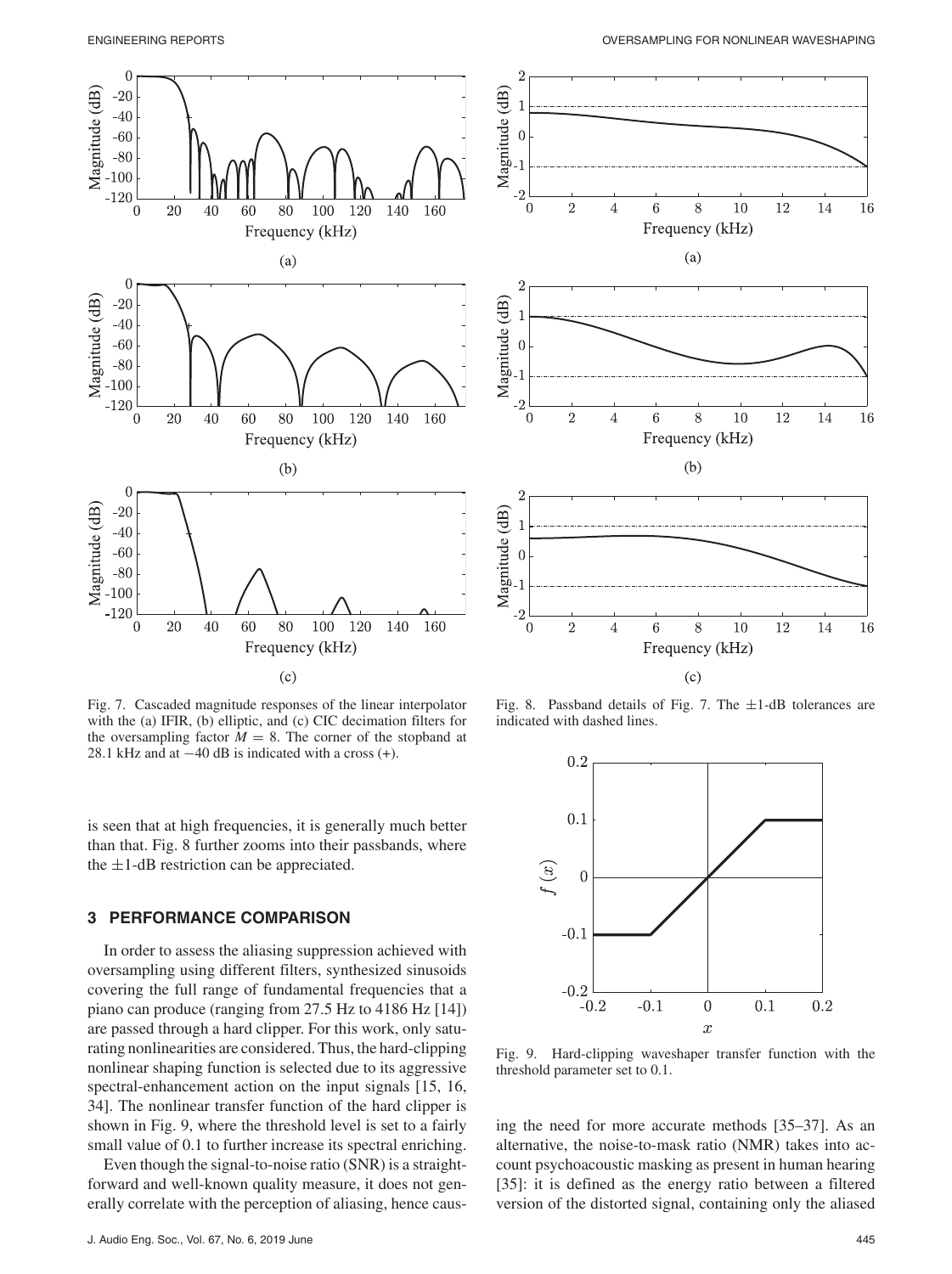Fig. 7. Cascaded magnitude responses of the linear interpolator with the (a) IFIR, (b) elliptic, and (c) CIC decimation filters for the oversampling factor $M = 8$. The corner of the stopband at 28.1 kHz and at −40 dB is indicated with a cross (+).

Fig. 8. Passband details of Fig. 7. The ±1-dB tolerances are indicated with dashed lines.

is seen that at high frequencies, it is generally much better than that. Fig. 8 further zooms into their passbands, where the ±1-dB restriction can be appreciated.

## 3 PERFORMANCE COMPARISON

In order to assess the aliasing suppression achieved with oversampling using different filters, synthesized sinusoids covering the full range of fundamental frequencies that a piano can produce (ranging from 27.5 Hz to 4186 Hz [14]) are passed through a hard clipper. For this work, only saturating nonlinearities are considered. Thus, the hard-clipping nonlinear shaping function is selected due to its aggressive spectral-enhancement action on the input signals [15, 16, 34]. The nonlinear transfer function of the hard clipper is shown in Fig. 9, where the threshold level is set to a fairly small value of 0.1 to further increase its spectral enriching.

Even though the signal-to-noise ratio (SNR) is a straightforward and well-known quality measure, it does not generally correlate with the perception of aliasing, hence causing the need for more accurate methods [35–37]. As an alternative, the noise-to-mask ratio (NMR) takes into account psychoacoustic masking as present in human hearing [35]: it is defined as the energy ratio between a filtered version of the distorted signal, containing only the aliased

Fig. 9. Hard-clipping waveshaper transfer function with the threshold parameter set to 0.1.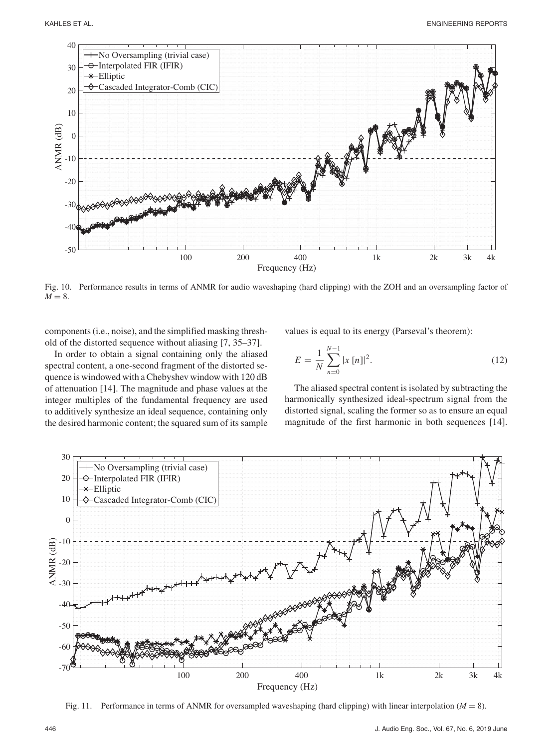Fig. 10. Performance results in terms of ANMR for audio waveshaping (hard clipping) with the ZOH and an oversampling factor of $M = 8$.

components (i.e., noise), and the simplified masking threshold of the distorted sequence without aliasing [7, 35–37].

In order to obtain a signal containing only the aliased spectral content, a one-second fragment of the distorted sequence is windowed with a Chebyshev window with 120 dB of attenuation [14]. The magnitude and phase values at the integer multiples of the fundamental frequency are used to additively synthesize an ideal sequence, containing only the desired harmonic content; the squared sum of its sample values is equal to its energy (Parseval's theorem):

$$E = \frac{1}{N} \sum_{n=0}^{N-1} |x[n]|^2. \tag{12}$$

The aliased spectral content is isolated by subtracting the harmonically synthesized ideal-spectrum signal from the distorted signal, scaling the former so as to ensure an equal magnitude of the first harmonic in both sequences [14].

Fig. 11. Performance in terms of ANMR for oversampled waveshaping (hard clipping) with linear interpolation ($M = 8$).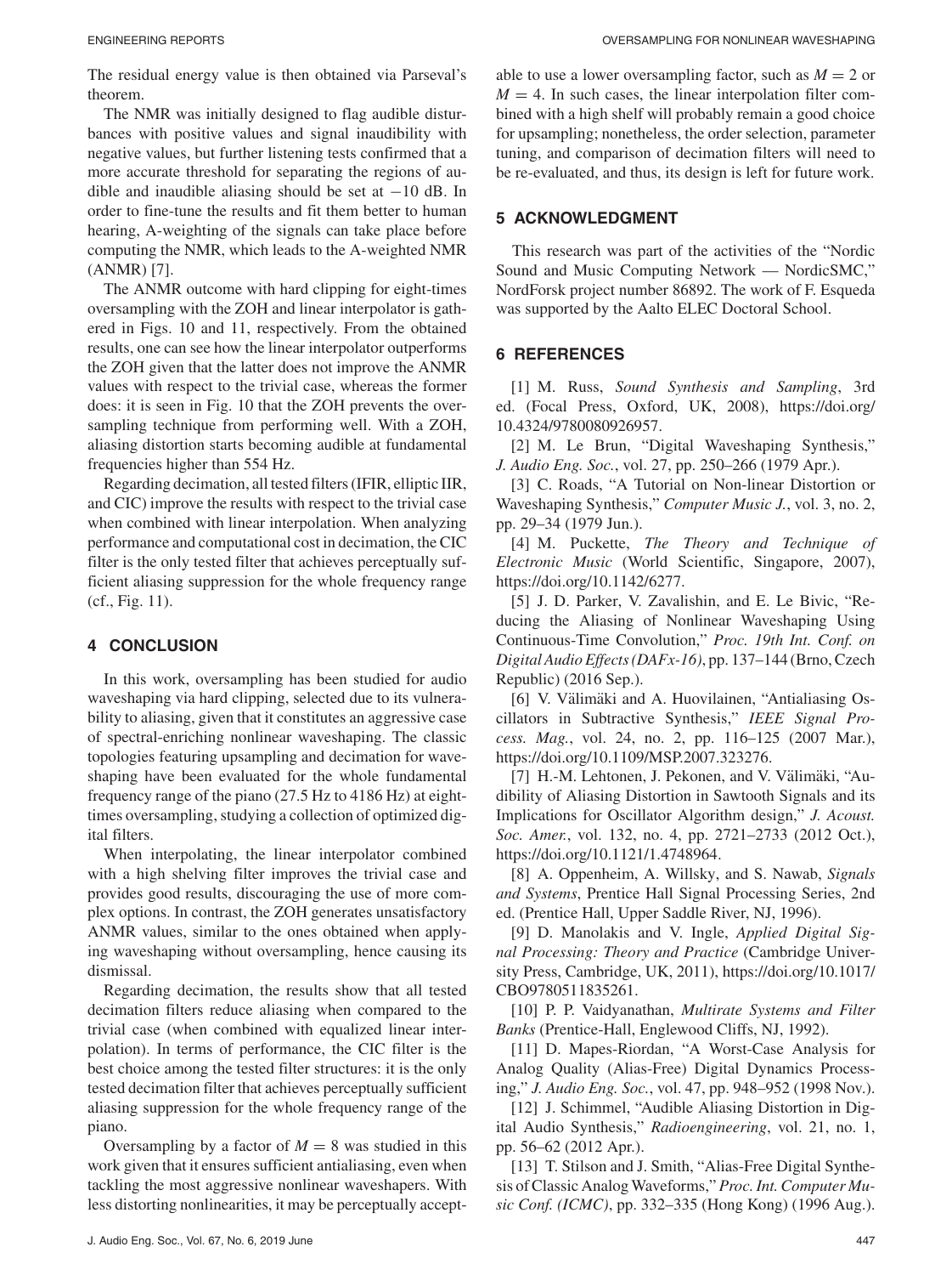The residual energy value is then obtained via Parseval's theorem.

The NMR was initially designed to flag audible disturbances with positive values and signal inaudibility with negative values, but further listening tests confirmed that a more accurate threshold for separating the regions of audible and inaudible aliasing should be set at −10 dB. In order to fine-tune the results and fit them better to human hearing, A-weighting of the signals can take place before computing the NMR, which leads to the A-weighted NMR (ANMR) [7].

The ANMR outcome with hard clipping for eight-times oversampling with the ZOH and linear interpolator is gathered in Figs. 10 and 11, respectively. From the obtained results, one can see how the linear interpolator outperforms the ZOH given that the latter does not improve the ANMR values with respect to the trivial case, whereas the former does: it is seen in Fig. 10 that the ZOH prevents the oversampling technique from performing well. With a ZOH, aliasing distortion starts becoming audible at fundamental frequencies higher than 554 Hz.

Regarding decimation, all tested filters (IFIR, elliptic IIR, and CIC) improve the results with respect to the trivial case when combined with linear interpolation. When analyzing performance and computational cost in decimation, the CIC filter is the only tested filter that achieves perceptually sufficient aliasing suppression for the whole frequency range (cf., Fig. 11).

## 4 CONCLUSION

In this work, oversampling has been studied for audio waveshaping via hard clipping, selected due to its vulnerability to aliasing, given that it constitutes an aggressive case of spectral-enriching nonlinear waveshaping. The classic topologies featuring upsampling and decimation for waveshaping have been evaluated for the whole fundamental frequency range of the piano (27.5 Hz to 4186 Hz) at eight-times oversampling, studying a collection of optimized digital filters.

When interpolating, the linear interpolator combined with a high shelving filter improves the trivial case and provides good results, discouraging the use of more complex options. In contrast, the ZOH generates unsatisfactory ANMR values, similar to the ones obtained when applying waveshaping without oversampling, hence causing its dismissal.

Regarding decimation, the results show that all tested decimation filters reduce aliasing when compared to the trivial case (when combined with equalized linear interpolation). In terms of performance, the CIC filter is the best choice among the tested filter structures: it is the only tested decimation filter that achieves perceptually sufficient aliasing suppression for the whole frequency range of the piano.

Oversampling by a factor of $M = 8$ was studied in this work given that it ensures sufficient antialiasing, even when tackling the most aggressive nonlinear waveshapers. With less distorting nonlinearities, it may be perceptually acceptable to use a lower oversampling factor, such as $M = 2$ or $M = 4$. In such cases, the linear interpolation filter combined with a high shelf will probably remain a good choice for upsampling; nonetheless, the order selection, parameter tuning, and comparison of decimation filters will need to be re-evaluated, and thus, its design is left for future work.

## 5 ACKNOWLEDGMENT

This research was part of the activities of the "Nordic Sound and Music Computing Network — NordicSMC," NordForsk project number 86892. The work of F. Esqueda was supported by the Aalto ELEC Doctoral School.

## 6 REFERENCES

[1] M. Russ, *Sound Synthesis and Sampling*, 3rd ed. (Focal Press, Oxford, UK, 2008), https://doi.org/10.4324/9780080926957.

[2] M. Le Brun, "Digital Waveshaping Synthesis," *J. Audio Eng. Soc.*, vol. 27, pp. 250–266 (1979 Apr.).

[3] C. Roads, "A Tutorial on Non-linear Distortion or Waveshaping Synthesis," *Computer Music J.*, vol. 3, no. 2, pp. 29–34 (1979 Jun.).

[4] M. Puckette, *The Theory and Technique of Electronic Music* (World Scientific, Singapore, 2007), https://doi.org/10.1142/6277.

[5] J. D. Parker, V. Zavalishin, and E. Le Bivic, "Reducing the Aliasing of Nonlinear Waveshaping Using Continuous-Time Convolution," *Proc. 19th Int. Conf. on Digital Audio Effects (DAFx-16)*, pp. 137–144 (Brno, Czech Republic) (2016 Sep.).

[6] V. Välimäki and A. Huovilainen, "Antialiasing Oscillators in Subtractive Synthesis," *IEEE Signal Process. Mag.*, vol. 24, no. 2, pp. 116–125 (2007 Mar.), https://doi.org/10.1109/MSP.2007.323276.

[7] H.-M. Lehtonen, J. Pekonen, and V. Välimäki, "Audibility of Aliasing Distortion in Sawtooth Signals and its Implications for Oscillator Algorithm design," *J. Acoust. Soc. Amer.*, vol. 132, no. 4, pp. 2721–2733 (2012 Oct.), https://doi.org/10.1121/1.4748964.

[8] A. Oppenheim, A. Willsky, and S. Nawab, *Signals and Systems*, Prentice Hall Signal Processing Series, 2nd ed. (Prentice Hall, Upper Saddle River, NJ, 1996).

[9] D. Manolakis and V. Ingle, *Applied Digital Signal Processing: Theory and Practice* (Cambridge University Press, Cambridge, UK, 2011), https://doi.org/10.1017/CBO9780511835261.

[10] P. P. Vaidyanathan, *Multirate Systems and Filter Banks* (Prentice-Hall, Englewood Cliffs, NJ, 1992).

[11] D. Mapes-Riordan, "A Worst-Case Analysis for Analog Quality (Alias-Free) Digital Dynamics Processing," *J. Audio Eng. Soc.*, vol. 47, pp. 948–952 (1998 Nov.).

[12] J. Schimmel, "Audible Aliasing Distortion in Digital Audio Synthesis," *Radioengineering*, vol. 21, no. 1, pp. 56–62 (2012 Apr.).

[13] T. Stilson and J. Smith, "Alias-Free Digital Synthesis of Classic Analog Waveforms," *Proc. Int. Computer Music Conf. (ICMC)*, pp. 332–335 (Hong Kong) (1996 Aug.).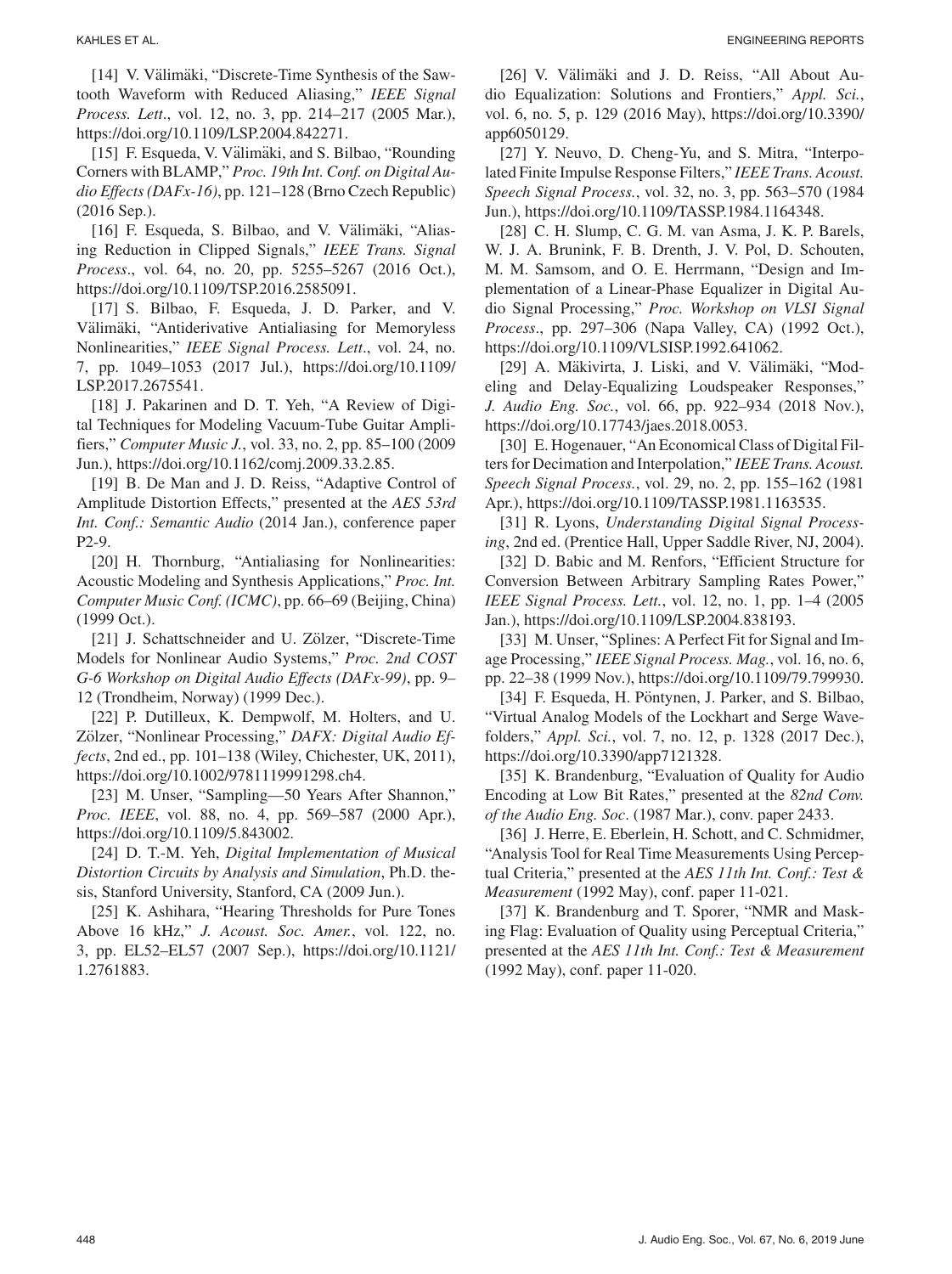[14] V. Välimäki, "Discrete-Time Synthesis of the Sawtooth Waveform with Reduced Aliasing," *IEEE Signal Process. Lett*., vol. 12, no. 3, pp. 214–217 (2005 Mar.), https://doi.org/10.1109/LSP.2004.842271.

[15] F. Esqueda, V. Välimäki, and S. Bilbao, "Rounding Corners with BLAMP," *Proc. 19th Int. Conf. on Digital Audio Effects (DAFx-16)*, pp. 121–128 (Brno Czech Republic) (2016 Sep.).

[16] F. Esqueda, S. Bilbao, and V. Välimäki, "Aliasing Reduction in Clipped Signals," *IEEE Trans. Signal Process*., vol. 64, no. 20, pp. 5255–5267 (2016 Oct.), https://doi.org/10.1109/TSP.2016.2585091.

[17] S. Bilbao, F. Esqueda, J. D. Parker, and V. Välimäki, "Antiderivative Antialiasing for Memoryless Nonlinearities," *IEEE Signal Process. Lett*., vol. 24, no. 7, pp. 1049–1053 (2017 Jul.), https://doi.org/10.1109/LSP.2017.2675541.

[18] J. Pakarinen and D. T. Yeh, "A Review of Digital Techniques for Modeling Vacuum-Tube Guitar Amplifiers," *Computer Music J.*, vol. 33, no. 2, pp. 85–100 (2009 Jun.), https://doi.org/10.1162/comj.2009.33.2.85.

[19] B. De Man and J. D. Reiss, "Adaptive Control of Amplitude Distortion Effects," presented at the *AES 53rd Int. Conf.: Semantic Audio* (2014 Jan.), conference paper P2-9.

[20] H. Thornburg, "Antialiasing for Nonlinearities: Acoustic Modeling and Synthesis Applications," *Proc. Int. Computer Music Conf. (ICMC)*, pp. 66–69 (Beijing, China) (1999 Oct.).

[21] J. Schattschneider and U. Zölzer, "Discrete-Time Models for Nonlinear Audio Systems," *Proc. 2nd COST G-6 Workshop on Digital Audio Effects (DAFx-99)*, pp. 9–12 (Trondheim, Norway) (1999 Dec.).

[22] P. Dutilleux, K. Dempwolf, M. Holters, and U. Zölzer, "Nonlinear Processing," *DAFX: Digital Audio Effects*, 2nd ed., pp. 101–138 (Wiley, Chichester, UK, 2011), https://doi.org/10.1002/9781119991298.ch4.

[23] M. Unser, "Sampling—50 Years After Shannon," *Proc. IEEE*, vol. 88, no. 4, pp. 569–587 (2000 Apr.), https://doi.org/10.1109/5.843002.

[24] D. T.-M. Yeh, *Digital Implementation of Musical Distortion Circuits by Analysis and Simulation*, Ph.D. thesis, Stanford University, Stanford, CA (2009 Jun.).

[25] K. Ashihara, "Hearing Thresholds for Pure Tones Above 16 kHz," *J. Acoust. Soc. Amer.*, vol. 122, no. 3, pp. EL52–EL57 (2007 Sep.), https://doi.org/10.1121/1.2761883.

[26] V. Välimäki and J. D. Reiss, "All About Audio Equalization: Solutions and Frontiers," *Appl. Sci.*, vol. 6, no. 5, p. 129 (2016 May), https://doi.org/10.3390/app6050129.

[27] Y. Neuvo, D. Cheng-Yu, and S. Mitra, "Interpolated Finite Impulse Response Filters," *IEEE Trans. Acoust. Speech Signal Process.*, vol. 32, no. 3, pp. 563–570 (1984 Jun.), https://doi.org/10.1109/TASSP.1984.1164348.

[28] C. H. Slump, C. G. M. van Asma, J. K. P. Barels, W. J. A. Brunink, F. B. Drenth, J. V. Pol, D. Schouten, M. M. Samsom, and O. E. Herrmann, "Design and Implementation of a Linear-Phase Equalizer in Digital Audio Signal Processing," *Proc. Workshop on VLSI Signal Process*., pp. 297–306 (Napa Valley, CA) (1992 Oct.), https://doi.org/10.1109/VLSISP.1992.641062.

[29] A. Mäkivirta, J. Liski, and V. Välimäki, "Modeling and Delay-Equalizing Loudspeaker Responses," *J. Audio Eng. Soc.*, vol. 66, pp. 922–934 (2018 Nov.), https://doi.org/10.17743/jaes.2018.0053.

[30] E. Hogenauer, "An Economical Class of Digital Filters for Decimation and Interpolation," *IEEE Trans. Acoust. Speech Signal Process.*, vol. 29, no. 2, pp. 155–162 (1981 Apr.), https://doi.org/10.1109/TASSP.1981.1163535.

[31] R. Lyons, *Understanding Digital Signal Processing*, 2nd ed. (Prentice Hall, Upper Saddle River, NJ, 2004).

[32] D. Babic and M. Renfors, "Efficient Structure for Conversion Between Arbitrary Sampling Rates Power," *IEEE Signal Process. Lett.*, vol. 12, no. 1, pp. 1–4 (2005 Jan.), https://doi.org/10.1109/LSP.2004.838193.

[33] M. Unser, "Splines: A Perfect Fit for Signal and Image Processing," *IEEE Signal Process. Mag.*, vol. 16, no. 6, pp. 22–38 (1999 Nov.), https://doi.org/10.1109/79.799930.

[34] F. Esqueda, H. Pöntynen, J. Parker, and S. Bilbao, "Virtual Analog Models of the Lockhart and Serge Wavefolders," *Appl. Sci.*, vol. 7, no. 12, p. 1328 (2017 Dec.), https://doi.org/10.3390/app7121328.

[35] K. Brandenburg, "Evaluation of Quality for Audio Encoding at Low Bit Rates," presented at the *82nd Conv. of the Audio Eng. Soc*. (1987 Mar.), conv. paper 2433.

[36] J. Herre, E. Eberlein, H. Schott, and C. Schmidmer, "Analysis Tool for Real Time Measurements Using Perceptual Criteria," presented at the *AES 11th Int. Conf.: Test & Measurement* (1992 May), conf. paper 11-021.

[37] K. Brandenburg and T. Sporer, "NMR and Masking Flag: Evaluation of Quality using Perceptual Criteria," presented at the *AES 11th Int. Conf.: Test & Measurement* (1992 May), conf. paper 11-020.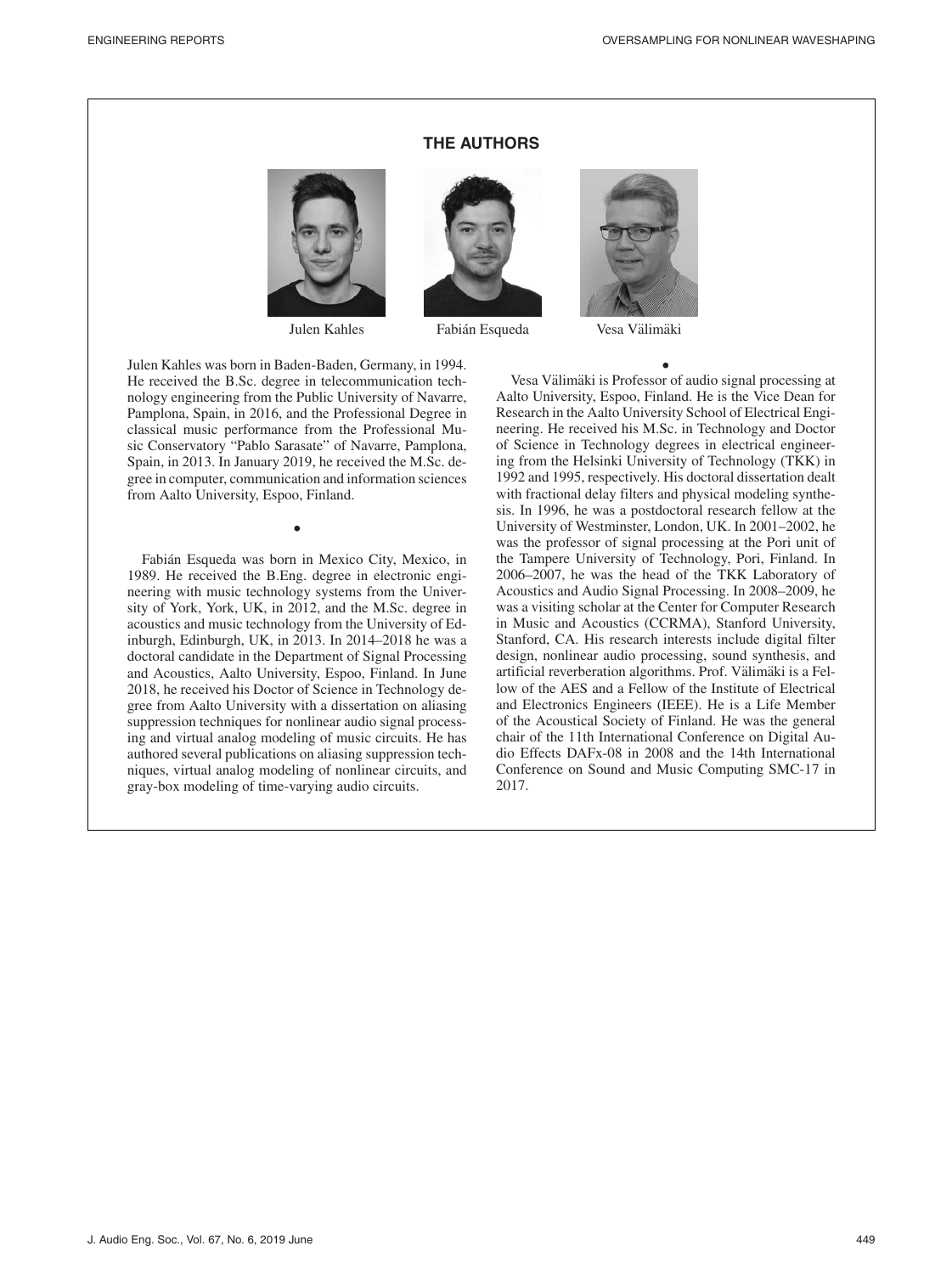## THE AUTHORS

Julen Kahles

Fabián Esqueda

Vesa Välimäki

Julen Kahles was born in Baden-Baden, Germany, in 1994. He received the B.Sc. degree in telecommunication technology engineering from the Public University of Navarre, Pamplona, Spain, in 2016, and the Professional Degree in classical music performance from the Professional Music Conservatory "Pablo Sarasate" of Navarre, Pamplona, Spain, in 2013. In January 2019, he received the M.Sc. degree in computer, communication and information sciences from Aalto University, Espoo, Finland.

•

Fabián Esqueda was born in Mexico City, Mexico, in 1989. He received the B.Eng. degree in electronic engineering with music technology systems from the University of York, York, UK, in 2012, and the M.Sc. degree in acoustics and music technology from the University of Edinburgh, Edinburgh, UK, in 2013. In 2014–2018 he was a doctoral candidate in the Department of Signal Processing and Acoustics, Aalto University, Espoo, Finland. In June 2018, he received his Doctor of Science in Technology degree from Aalto University with a dissertation on aliasing suppression techniques for nonlinear audio signal processing and virtual analog modeling of music circuits. He has authored several publications on aliasing suppression techniques, virtual analog modeling of nonlinear circuits, and gray-box modeling of time-varying audio circuits.

•

Vesa Välimäki is Professor of audio signal processing at Aalto University, Espoo, Finland. He is the Vice Dean for Research in the Aalto University School of Electrical Engineering. He received his M.Sc. in Technology and Doctor of Science in Technology degrees in electrical engineering from the Helsinki University of Technology (TKK) in 1992 and 1995, respectively. His doctoral dissertation dealt with fractional delay filters and physical modeling synthesis. In 1996, he was a postdoctoral research fellow at the University of Westminster, London, UK. In 2001–2002, he was the professor of signal processing at the Pori unit of the Tampere University of Technology, Pori, Finland. In 2006–2007, he was the head of the TKK Laboratory of Acoustics and Audio Signal Processing. In 2008–2009, he was a visiting scholar at the Center for Computer Research in Music and Acoustics (CCRMA), Stanford University, Stanford, CA. His research interests include digital filter design, nonlinear audio processing, sound synthesis, and artificial reverberation algorithms. Prof. Välimäki is a Fellow of the AES and a Fellow of the Institute of Electrical and Electronics Engineers (IEEE). He is a Life Member of the Acoustical Society of Finland. He was the general chair of the 11th International Conference on Digital Audio Effects DAFx-08 in 2008 and the 14th International Conference on Sound and Music Computing SMC-17 in 2017.